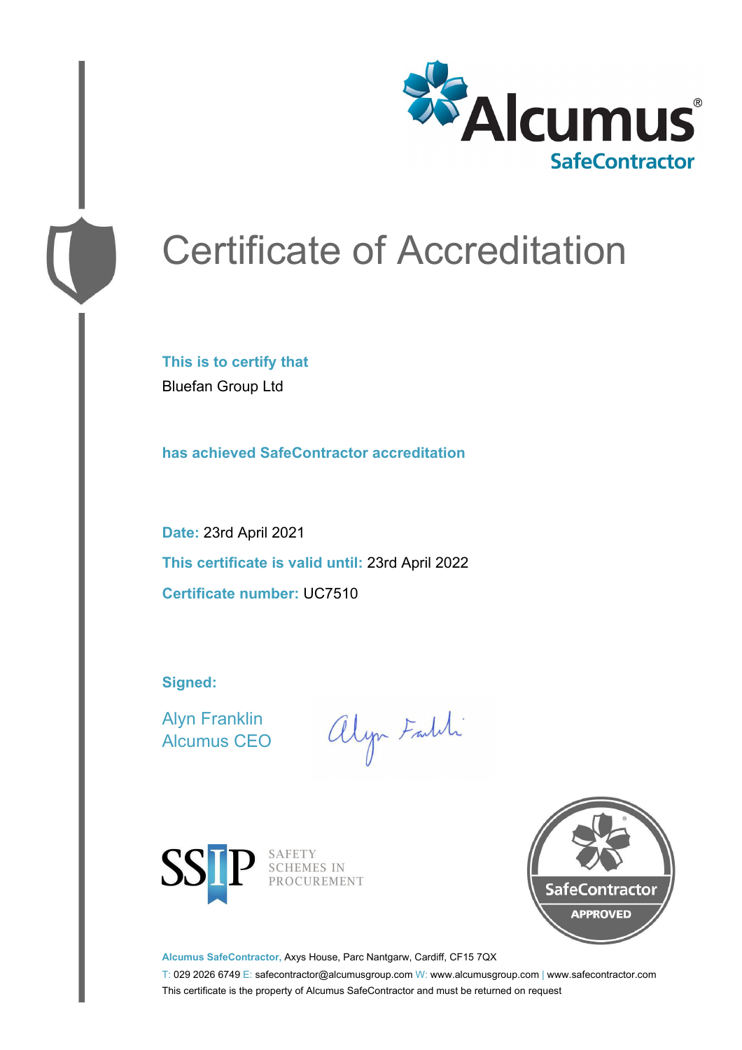Alcumus
SafeContractor

# Certificate of Accreditation

**This is to certify that**

Bluefan Group Ltd

**has achieved SafeContractor accreditation**

**Date:** 23rd April 2021

**This certificate is valid until:** 23rd April 2022

**Certificate number:** UC7510

**Signed:**

Alyn Franklin
Alcumus CEO

SSIP SAFETY SCHEMES IN PROCUREMENT

SafeContractor APPROVED

**Alcumus SafeContractor,** Axys House, Parc Nantgarw, Cardiff, CF15 7QX

T: 029 2026 6749 E: safecontractor@alcumusgroup.com W: www.alcumusgroup.com | www.safecontractor.com

This certificate is the property of Alcumus SafeContractor and must be returned on request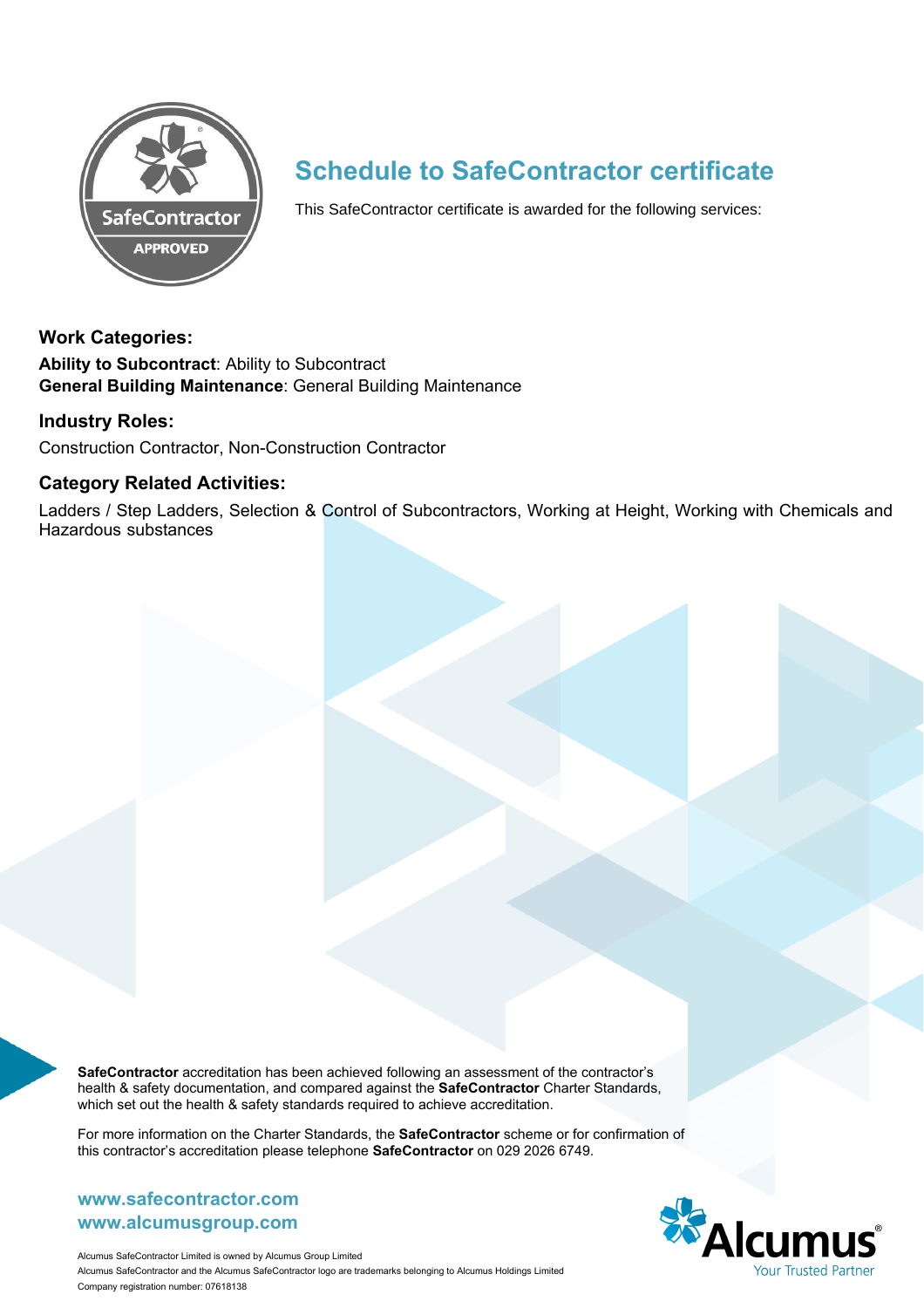# Schedule to SafeContractor certificate

This SafeContractor certificate is awarded for the following services:

## Work Categories:

**Ability to Subcontract**: Ability to Subcontract
**General Building Maintenance**: General Building Maintenance

## Industry Roles:

Construction Contractor, Non-Construction Contractor

## Category Related Activities:

Ladders / Step Ladders, Selection & Control of Subcontractors, Working at Height, Working with Chemicals and Hazardous substances

**SafeContractor** accreditation has been achieved following an assessment of the contractor's health & safety documentation, and compared against the **SafeContractor** Charter Standards, which set out the health & safety standards required to achieve accreditation.

For more information on the Charter Standards, the **SafeContractor** scheme or for confirmation of this contractor's accreditation please telephone **SafeContractor** on 029 2026 6749.

**www.safecontractor.com**
**www.alcumusgroup.com**

Alcumus SafeContractor Limited is owned by Alcumus Group Limited
Alcumus SafeContractor and the Alcumus SafeContractor logo are trademarks belonging to Alcumus Holdings Limited
Company registration number: 07618138

Alcumus®
Your Trusted Partner